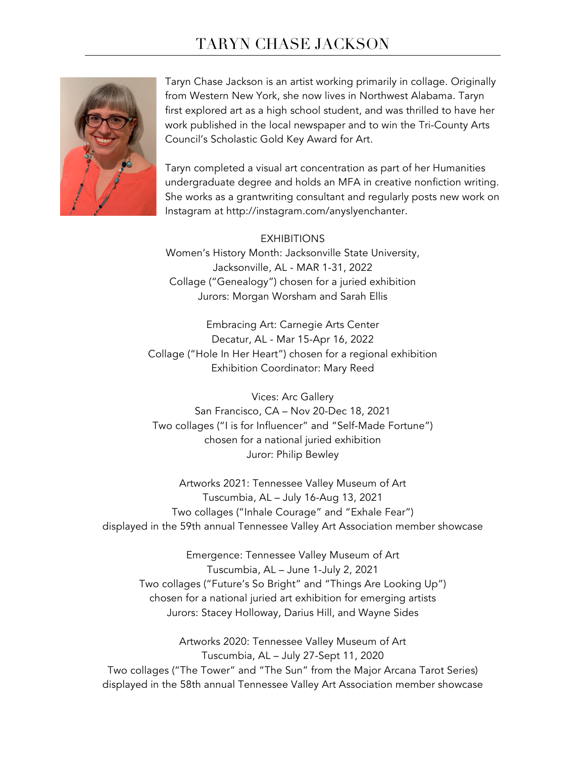# TARYN CHASE JACKSON

Taryn Chase Jackson is an artist working primarily in collage. Originally from Western New York, she now lives in Northwest Alabama. Taryn first explored art as a high school student, and was thrilled to have her work published in the local newspaper and to win the Tri-County Arts Council's Scholastic Gold Key Award for Art.

Taryn completed a visual art concentration as part of her Humanities undergraduate degree and holds an MFA in creative nonfiction writing. She works as a grantwriting consultant and regularly posts new work on Instagram at http://instagram.com/anyslyenchanter.

## EXHIBITIONS

Women's History Month: Jacksonville State University,
Jacksonville, AL - MAR 1-31, 2022
Collage ("Genealogy") chosen for a juried exhibition
Jurors: Morgan Worsham and Sarah Ellis

Embracing Art: Carnegie Arts Center
Decatur, AL - Mar 15-Apr 16, 2022
Collage ("Hole In Her Heart") chosen for a regional exhibition
Exhibition Coordinator: Mary Reed

Vices: Arc Gallery
San Francisco, CA – Nov 20-Dec 18, 2021
Two collages ("I is for Influencer" and "Self-Made Fortune")
chosen for a national juried exhibition
Juror: Philip Bewley

Artworks 2021: Tennessee Valley Museum of Art
Tuscumbia, AL – July 16-Aug 13, 2021
Two collages ("Inhale Courage" and "Exhale Fear")
displayed in the 59th annual Tennessee Valley Art Association member showcase

Emergence: Tennessee Valley Museum of Art
Tuscumbia, AL – June 1-July 2, 2021
Two collages ("Future's So Bright" and "Things Are Looking Up")
chosen for a national juried art exhibition for emerging artists
Jurors: Stacey Holloway, Darius Hill, and Wayne Sides

Artworks 2020: Tennessee Valley Museum of Art
Tuscumbia, AL – July 27-Sept 11, 2020
Two collages ("The Tower" and "The Sun" from the Major Arcana Tarot Series)
displayed in the 58th annual Tennessee Valley Art Association member showcase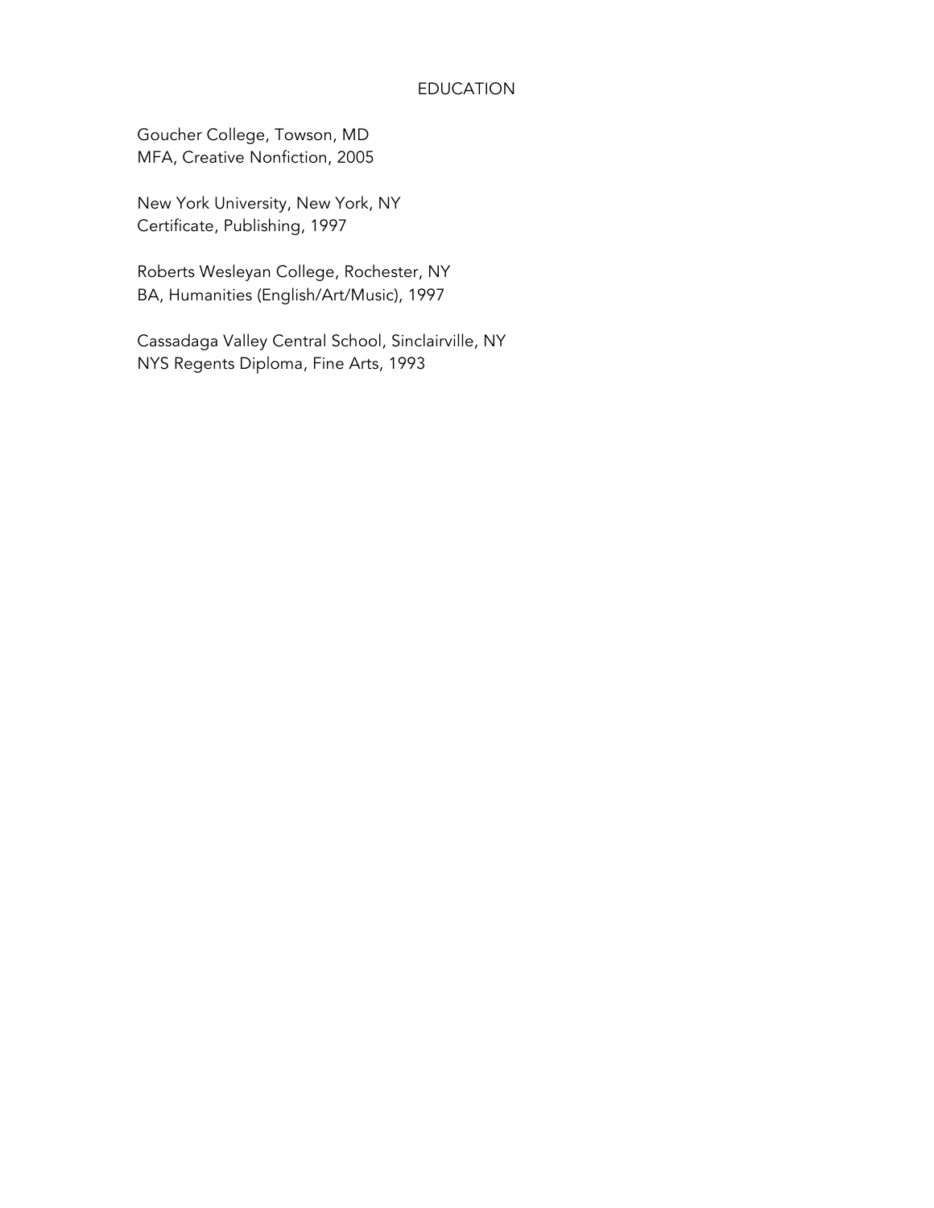## EDUCATION

Goucher College, Towson, MD
MFA, Creative Nonfiction, 2005

New York University, New York, NY
Certificate, Publishing, 1997

Roberts Wesleyan College, Rochester, NY
BA, Humanities (English/Art/Music), 1997

Cassadaga Valley Central School, Sinclairville, NY
NYS Regents Diploma, Fine Arts, 1993